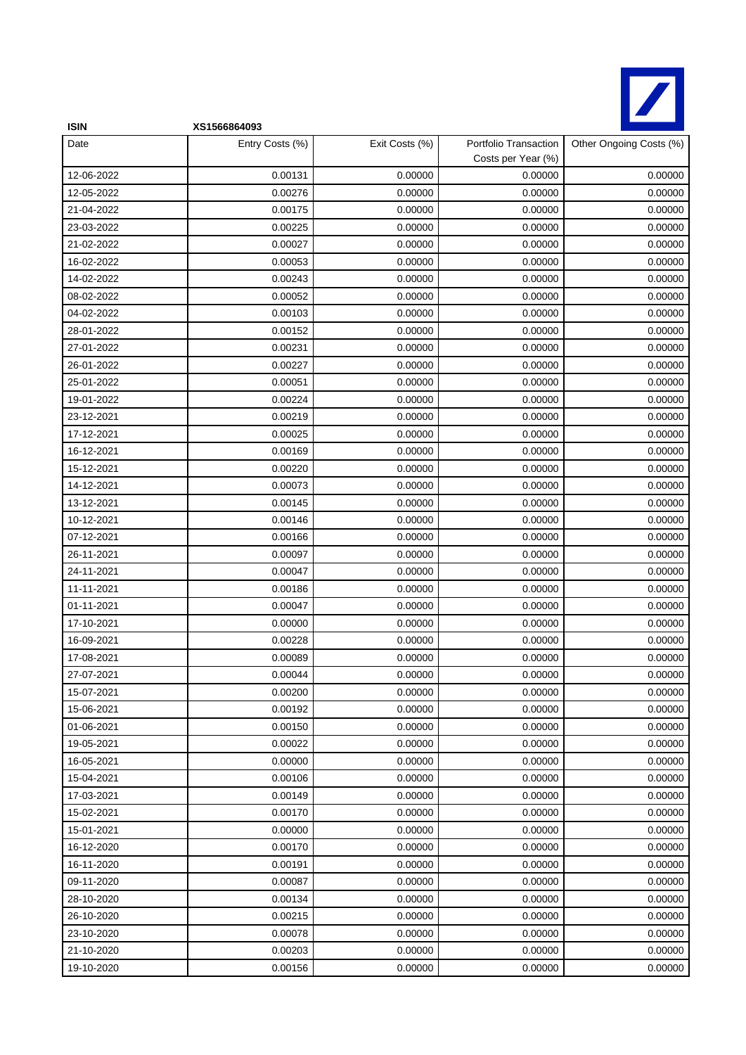**ISIN** **XS1566864093**

| Date | Entry Costs (%) | Exit Costs (%) | Portfolio Transaction Costs per Year (%) | Other Ongoing Costs (%) |
|---|---|---|---|---|
| 12-06-2022 | 0.00131 | 0.00000 | 0.00000 | 0.00000 |
| 12-05-2022 | 0.00276 | 0.00000 | 0.00000 | 0.00000 |
| 21-04-2022 | 0.00175 | 0.00000 | 0.00000 | 0.00000 |
| 23-03-2022 | 0.00225 | 0.00000 | 0.00000 | 0.00000 |
| 21-02-2022 | 0.00027 | 0.00000 | 0.00000 | 0.00000 |
| 16-02-2022 | 0.00053 | 0.00000 | 0.00000 | 0.00000 |
| 14-02-2022 | 0.00243 | 0.00000 | 0.00000 | 0.00000 |
| 08-02-2022 | 0.00052 | 0.00000 | 0.00000 | 0.00000 |
| 04-02-2022 | 0.00103 | 0.00000 | 0.00000 | 0.00000 |
| 28-01-2022 | 0.00152 | 0.00000 | 0.00000 | 0.00000 |
| 27-01-2022 | 0.00231 | 0.00000 | 0.00000 | 0.00000 |
| 26-01-2022 | 0.00227 | 0.00000 | 0.00000 | 0.00000 |
| 25-01-2022 | 0.00051 | 0.00000 | 0.00000 | 0.00000 |
| 19-01-2022 | 0.00224 | 0.00000 | 0.00000 | 0.00000 |
| 23-12-2021 | 0.00219 | 0.00000 | 0.00000 | 0.00000 |
| 17-12-2021 | 0.00025 | 0.00000 | 0.00000 | 0.00000 |
| 16-12-2021 | 0.00169 | 0.00000 | 0.00000 | 0.00000 |
| 15-12-2021 | 0.00220 | 0.00000 | 0.00000 | 0.00000 |
| 14-12-2021 | 0.00073 | 0.00000 | 0.00000 | 0.00000 |
| 13-12-2021 | 0.00145 | 0.00000 | 0.00000 | 0.00000 |
| 10-12-2021 | 0.00146 | 0.00000 | 0.00000 | 0.00000 |
| 07-12-2021 | 0.00166 | 0.00000 | 0.00000 | 0.00000 |
| 26-11-2021 | 0.00097 | 0.00000 | 0.00000 | 0.00000 |
| 24-11-2021 | 0.00047 | 0.00000 | 0.00000 | 0.00000 |
| 11-11-2021 | 0.00186 | 0.00000 | 0.00000 | 0.00000 |
| 01-11-2021 | 0.00047 | 0.00000 | 0.00000 | 0.00000 |
| 17-10-2021 | 0.00000 | 0.00000 | 0.00000 | 0.00000 |
| 16-09-2021 | 0.00228 | 0.00000 | 0.00000 | 0.00000 |
| 17-08-2021 | 0.00089 | 0.00000 | 0.00000 | 0.00000 |
| 27-07-2021 | 0.00044 | 0.00000 | 0.00000 | 0.00000 |
| 15-07-2021 | 0.00200 | 0.00000 | 0.00000 | 0.00000 |
| 15-06-2021 | 0.00192 | 0.00000 | 0.00000 | 0.00000 |
| 01-06-2021 | 0.00150 | 0.00000 | 0.00000 | 0.00000 |
| 19-05-2021 | 0.00022 | 0.00000 | 0.00000 | 0.00000 |
| 16-05-2021 | 0.00000 | 0.00000 | 0.00000 | 0.00000 |
| 15-04-2021 | 0.00106 | 0.00000 | 0.00000 | 0.00000 |
| 17-03-2021 | 0.00149 | 0.00000 | 0.00000 | 0.00000 |
| 15-02-2021 | 0.00170 | 0.00000 | 0.00000 | 0.00000 |
| 15-01-2021 | 0.00000 | 0.00000 | 0.00000 | 0.00000 |
| 16-12-2020 | 0.00170 | 0.00000 | 0.00000 | 0.00000 |
| 16-11-2020 | 0.00191 | 0.00000 | 0.00000 | 0.00000 |
| 09-11-2020 | 0.00087 | 0.00000 | 0.00000 | 0.00000 |
| 28-10-2020 | 0.00134 | 0.00000 | 0.00000 | 0.00000 |
| 26-10-2020 | 0.00215 | 0.00000 | 0.00000 | 0.00000 |
| 23-10-2020 | 0.00078 | 0.00000 | 0.00000 | 0.00000 |
| 21-10-2020 | 0.00203 | 0.00000 | 0.00000 | 0.00000 |
| 19-10-2020 | 0.00156 | 0.00000 | 0.00000 | 0.00000 |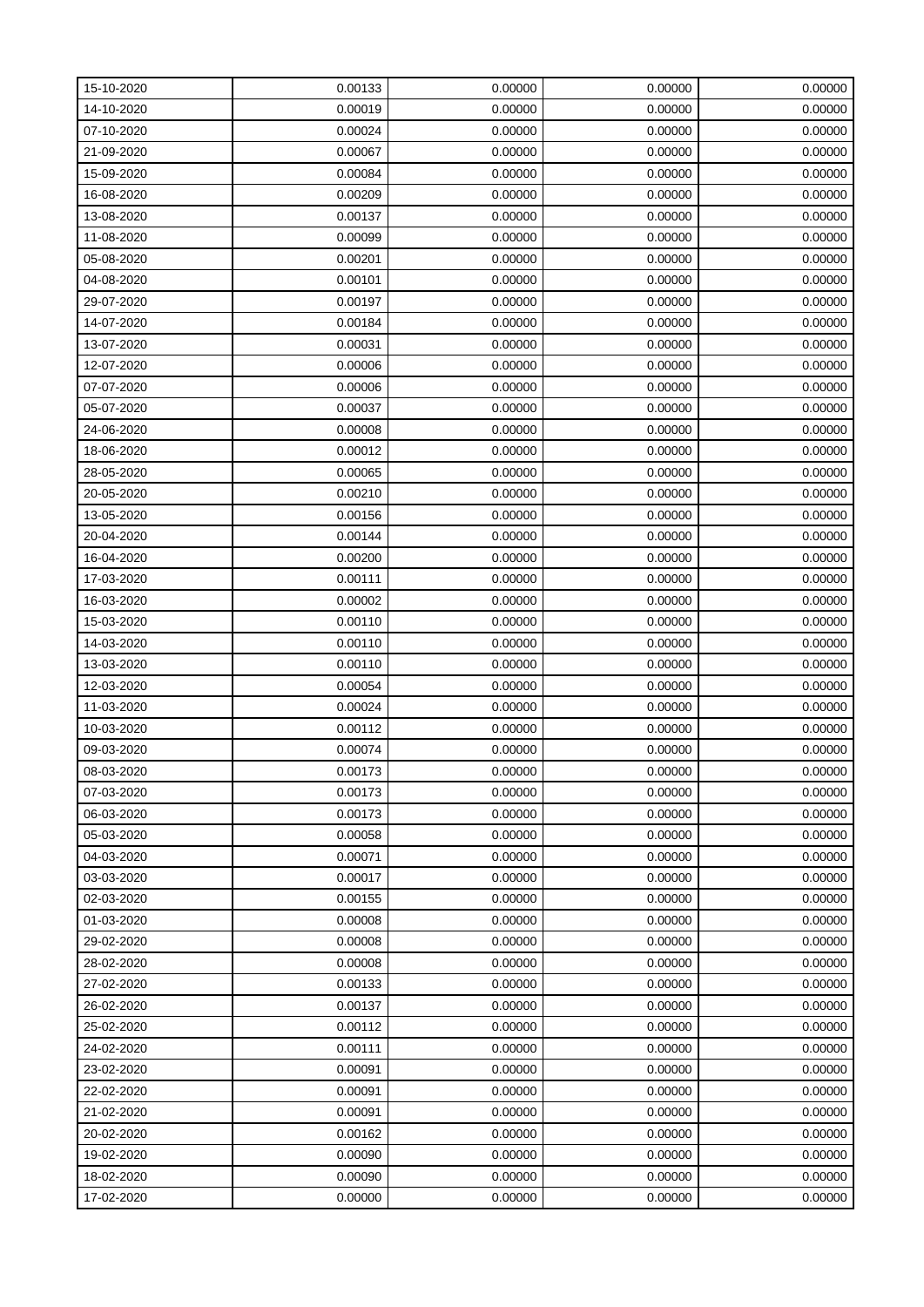| | | | | |
|---|---|---|---|---|
| 15-10-2020 | 0.00133 | 0.00000 | 0.00000 | 0.00000 |
| 14-10-2020 | 0.00019 | 0.00000 | 0.00000 | 0.00000 |
| 07-10-2020 | 0.00024 | 0.00000 | 0.00000 | 0.00000 |
| 21-09-2020 | 0.00067 | 0.00000 | 0.00000 | 0.00000 |
| 15-09-2020 | 0.00084 | 0.00000 | 0.00000 | 0.00000 |
| 16-08-2020 | 0.00209 | 0.00000 | 0.00000 | 0.00000 |
| 13-08-2020 | 0.00137 | 0.00000 | 0.00000 | 0.00000 |
| 11-08-2020 | 0.00099 | 0.00000 | 0.00000 | 0.00000 |
| 05-08-2020 | 0.00201 | 0.00000 | 0.00000 | 0.00000 |
| 04-08-2020 | 0.00101 | 0.00000 | 0.00000 | 0.00000 |
| 29-07-2020 | 0.00197 | 0.00000 | 0.00000 | 0.00000 |
| 14-07-2020 | 0.00184 | 0.00000 | 0.00000 | 0.00000 |
| 13-07-2020 | 0.00031 | 0.00000 | 0.00000 | 0.00000 |
| 12-07-2020 | 0.00006 | 0.00000 | 0.00000 | 0.00000 |
| 07-07-2020 | 0.00006 | 0.00000 | 0.00000 | 0.00000 |
| 05-07-2020 | 0.00037 | 0.00000 | 0.00000 | 0.00000 |
| 24-06-2020 | 0.00008 | 0.00000 | 0.00000 | 0.00000 |
| 18-06-2020 | 0.00012 | 0.00000 | 0.00000 | 0.00000 |
| 28-05-2020 | 0.00065 | 0.00000 | 0.00000 | 0.00000 |
| 20-05-2020 | 0.00210 | 0.00000 | 0.00000 | 0.00000 |
| 13-05-2020 | 0.00156 | 0.00000 | 0.00000 | 0.00000 |
| 20-04-2020 | 0.00144 | 0.00000 | 0.00000 | 0.00000 |
| 16-04-2020 | 0.00200 | 0.00000 | 0.00000 | 0.00000 |
| 17-03-2020 | 0.00111 | 0.00000 | 0.00000 | 0.00000 |
| 16-03-2020 | 0.00002 | 0.00000 | 0.00000 | 0.00000 |
| 15-03-2020 | 0.00110 | 0.00000 | 0.00000 | 0.00000 |
| 14-03-2020 | 0.00110 | 0.00000 | 0.00000 | 0.00000 |
| 13-03-2020 | 0.00110 | 0.00000 | 0.00000 | 0.00000 |
| 12-03-2020 | 0.00054 | 0.00000 | 0.00000 | 0.00000 |
| 11-03-2020 | 0.00024 | 0.00000 | 0.00000 | 0.00000 |
| 10-03-2020 | 0.00112 | 0.00000 | 0.00000 | 0.00000 |
| 09-03-2020 | 0.00074 | 0.00000 | 0.00000 | 0.00000 |
| 08-03-2020 | 0.00173 | 0.00000 | 0.00000 | 0.00000 |
| 07-03-2020 | 0.00173 | 0.00000 | 0.00000 | 0.00000 |
| 06-03-2020 | 0.00173 | 0.00000 | 0.00000 | 0.00000 |
| 05-03-2020 | 0.00058 | 0.00000 | 0.00000 | 0.00000 |
| 04-03-2020 | 0.00071 | 0.00000 | 0.00000 | 0.00000 |
| 03-03-2020 | 0.00017 | 0.00000 | 0.00000 | 0.00000 |
| 02-03-2020 | 0.00155 | 0.00000 | 0.00000 | 0.00000 |
| 01-03-2020 | 0.00008 | 0.00000 | 0.00000 | 0.00000 |
| 29-02-2020 | 0.00008 | 0.00000 | 0.00000 | 0.00000 |
| 28-02-2020 | 0.00008 | 0.00000 | 0.00000 | 0.00000 |
| 27-02-2020 | 0.00133 | 0.00000 | 0.00000 | 0.00000 |
| 26-02-2020 | 0.00137 | 0.00000 | 0.00000 | 0.00000 |
| 25-02-2020 | 0.00112 | 0.00000 | 0.00000 | 0.00000 |
| 24-02-2020 | 0.00111 | 0.00000 | 0.00000 | 0.00000 |
| 23-02-2020 | 0.00091 | 0.00000 | 0.00000 | 0.00000 |
| 22-02-2020 | 0.00091 | 0.00000 | 0.00000 | 0.00000 |
| 21-02-2020 | 0.00091 | 0.00000 | 0.00000 | 0.00000 |
| 20-02-2020 | 0.00162 | 0.00000 | 0.00000 | 0.00000 |
| 19-02-2020 | 0.00090 | 0.00000 | 0.00000 | 0.00000 |
| 18-02-2020 | 0.00090 | 0.00000 | 0.00000 | 0.00000 |
| 17-02-2020 | 0.00000 | 0.00000 | 0.00000 | 0.00000 |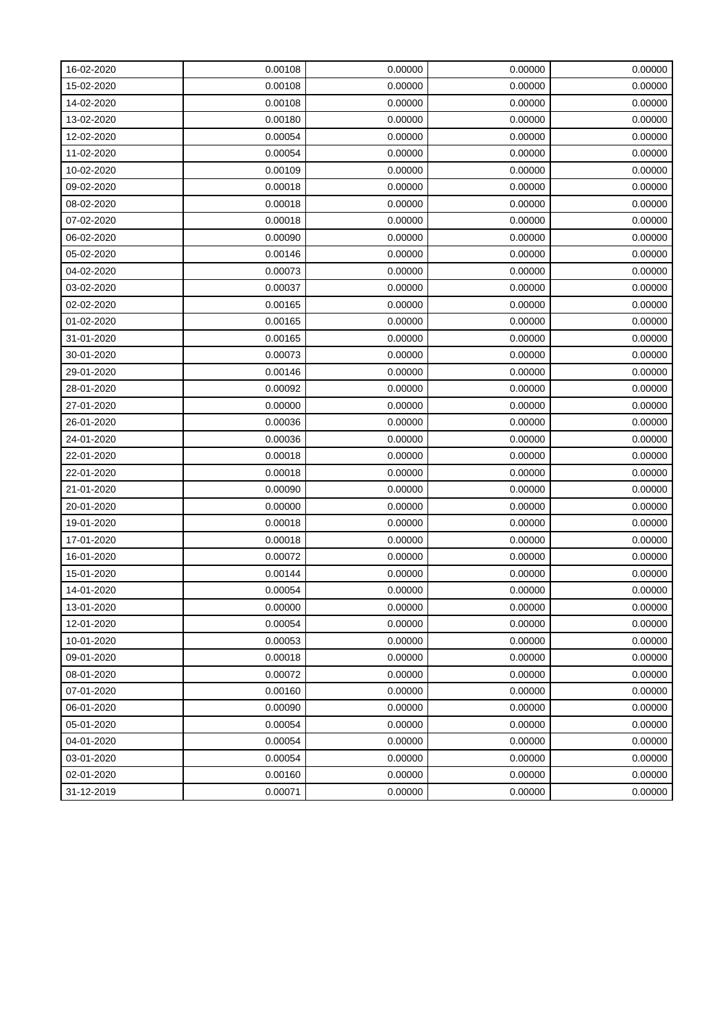| | | | | |
|---|---|---|---|---|
| 16-02-2020 | 0.00108 | 0.00000 | 0.00000 | 0.00000 |
| 15-02-2020 | 0.00108 | 0.00000 | 0.00000 | 0.00000 |
| 14-02-2020 | 0.00108 | 0.00000 | 0.00000 | 0.00000 |
| 13-02-2020 | 0.00180 | 0.00000 | 0.00000 | 0.00000 |
| 12-02-2020 | 0.00054 | 0.00000 | 0.00000 | 0.00000 |
| 11-02-2020 | 0.00054 | 0.00000 | 0.00000 | 0.00000 |
| 10-02-2020 | 0.00109 | 0.00000 | 0.00000 | 0.00000 |
| 09-02-2020 | 0.00018 | 0.00000 | 0.00000 | 0.00000 |
| 08-02-2020 | 0.00018 | 0.00000 | 0.00000 | 0.00000 |
| 07-02-2020 | 0.00018 | 0.00000 | 0.00000 | 0.00000 |
| 06-02-2020 | 0.00090 | 0.00000 | 0.00000 | 0.00000 |
| 05-02-2020 | 0.00146 | 0.00000 | 0.00000 | 0.00000 |
| 04-02-2020 | 0.00073 | 0.00000 | 0.00000 | 0.00000 |
| 03-02-2020 | 0.00037 | 0.00000 | 0.00000 | 0.00000 |
| 02-02-2020 | 0.00165 | 0.00000 | 0.00000 | 0.00000 |
| 01-02-2020 | 0.00165 | 0.00000 | 0.00000 | 0.00000 |
| 31-01-2020 | 0.00165 | 0.00000 | 0.00000 | 0.00000 |
| 30-01-2020 | 0.00073 | 0.00000 | 0.00000 | 0.00000 |
| 29-01-2020 | 0.00146 | 0.00000 | 0.00000 | 0.00000 |
| 28-01-2020 | 0.00092 | 0.00000 | 0.00000 | 0.00000 |
| 27-01-2020 | 0.00000 | 0.00000 | 0.00000 | 0.00000 |
| 26-01-2020 | 0.00036 | 0.00000 | 0.00000 | 0.00000 |
| 24-01-2020 | 0.00036 | 0.00000 | 0.00000 | 0.00000 |
| 22-01-2020 | 0.00018 | 0.00000 | 0.00000 | 0.00000 |
| 22-01-2020 | 0.00018 | 0.00000 | 0.00000 | 0.00000 |
| 21-01-2020 | 0.00090 | 0.00000 | 0.00000 | 0.00000 |
| 20-01-2020 | 0.00000 | 0.00000 | 0.00000 | 0.00000 |
| 19-01-2020 | 0.00018 | 0.00000 | 0.00000 | 0.00000 |
| 17-01-2020 | 0.00018 | 0.00000 | 0.00000 | 0.00000 |
| 16-01-2020 | 0.00072 | 0.00000 | 0.00000 | 0.00000 |
| 15-01-2020 | 0.00144 | 0.00000 | 0.00000 | 0.00000 |
| 14-01-2020 | 0.00054 | 0.00000 | 0.00000 | 0.00000 |
| 13-01-2020 | 0.00000 | 0.00000 | 0.00000 | 0.00000 |
| 12-01-2020 | 0.00054 | 0.00000 | 0.00000 | 0.00000 |
| 10-01-2020 | 0.00053 | 0.00000 | 0.00000 | 0.00000 |
| 09-01-2020 | 0.00018 | 0.00000 | 0.00000 | 0.00000 |
| 08-01-2020 | 0.00072 | 0.00000 | 0.00000 | 0.00000 |
| 07-01-2020 | 0.00160 | 0.00000 | 0.00000 | 0.00000 |
| 06-01-2020 | 0.00090 | 0.00000 | 0.00000 | 0.00000 |
| 05-01-2020 | 0.00054 | 0.00000 | 0.00000 | 0.00000 |
| 04-01-2020 | 0.00054 | 0.00000 | 0.00000 | 0.00000 |
| 03-01-2020 | 0.00054 | 0.00000 | 0.00000 | 0.00000 |
| 02-01-2020 | 0.00160 | 0.00000 | 0.00000 | 0.00000 |
| 31-12-2019 | 0.00071 | 0.00000 | 0.00000 | 0.00000 |